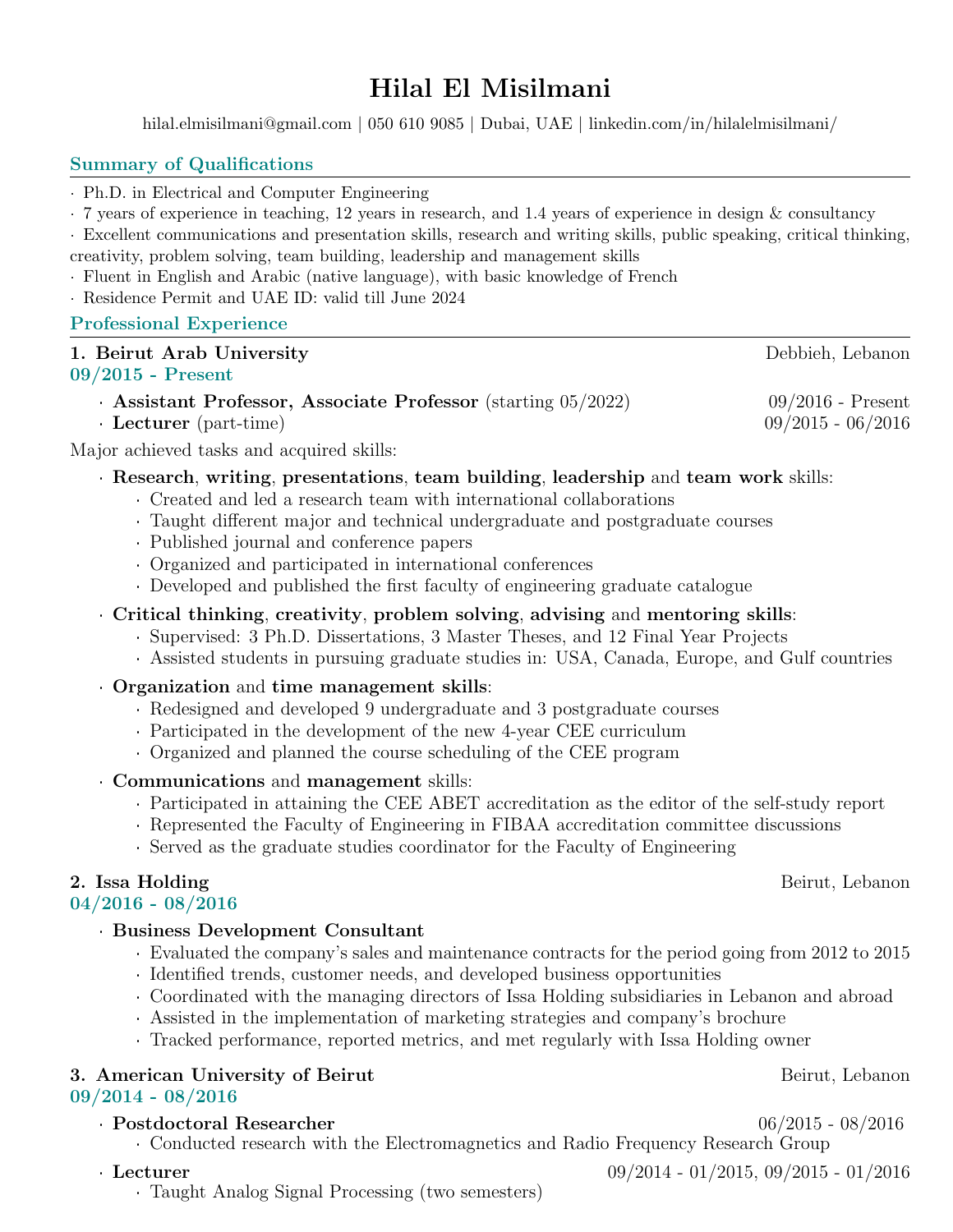# Hilal El Misilmani

hilal.elmisilmani@gmail.com | 050 610 9085 | Dubai, UAE | linkedin.com/in/hilalelmisilmani/

## Summary of Qualifications

- Ph.D. in Electrical and Computer Engineering
- 7 years of experience in teaching, 12 years in research, and 1.4 years of experience in design & consultancy
- Excellent communications and presentation skills, research and writing skills, public speaking, critical thinking, creativity, problem solving, team building, leadership and management skills
- Fluent in English and Arabic (native language), with basic knowledge of French
- Residence Permit and UAE ID: valid till June 2024

## Professional Experience

### 1. Beirut Arab University — Debbieh, Lebanon

**09/2015 - Present**

- **Assistant Professor, Associate Professor** (starting 05/2022) — 09/2016 - Present
- **Lecturer** (part-time) — 09/2015 - 06/2016

Major achieved tasks and acquired skills:

- **Research**, **writing**, **presentations**, **team building**, **leadership** and **team work** skills:
  - Created and led a research team with international collaborations
  - Taught different major and technical undergraduate and postgraduate courses
  - Published journal and conference papers
  - Organized and participated in international conferences
  - Developed and published the first faculty of engineering graduate catalogue
- **Critical thinking**, **creativity**, **problem solving**, **advising** and **mentoring skills**:
  - Supervised: 3 Ph.D. Dissertations, 3 Master Theses, and 12 Final Year Projects
  - Assisted students in pursuing graduate studies in: USA, Canada, Europe, and Gulf countries
- **Organization** and **time management skills**:
  - Redesigned and developed 9 undergraduate and 3 postgraduate courses
  - Participated in the development of the new 4-year CEE curriculum
  - Organized and planned the course scheduling of the CEE program
- **Communications** and **management** skills:
  - Participated in attaining the CEE ABET accreditation as the editor of the self-study report
  - Represented the Faculty of Engineering in FIBAA accreditation committee discussions
  - Served as the graduate studies coordinator for the Faculty of Engineering

### 2. Issa Holding — Beirut, Lebanon

**04/2016 - 08/2016**

- **Business Development Consultant**
  - Evaluated the company's sales and maintenance contracts for the period going from 2012 to 2015
  - Identified trends, customer needs, and developed business opportunities
  - Coordinated with the managing directors of Issa Holding subsidiaries in Lebanon and abroad
  - Assisted in the implementation of marketing strategies and company's brochure
  - Tracked performance, reported metrics, and met regularly with Issa Holding owner

### 3. American University of Beirut — Beirut, Lebanon

**09/2014 - 08/2016**

- **Postdoctoral Researcher** — 06/2015 - 08/2016
  - Conducted research with the Electromagnetics and Radio Frequency Research Group
- **Lecturer** — 09/2014 - 01/2015, 09/2015 - 01/2016
  - Taught Analog Signal Processing (two semesters)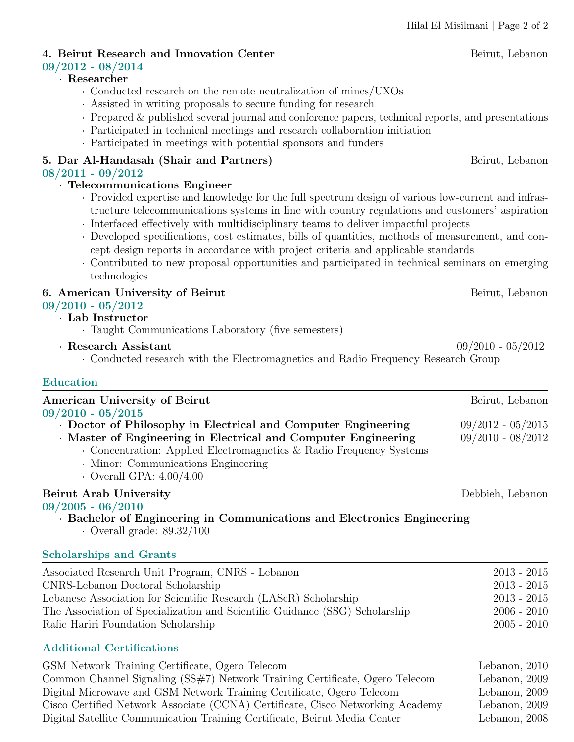**4. Beirut Research and Innovation Center** Beirut, Lebanon

**09/2012 - 08/2014**

- **Researcher**
  - Conducted research on the remote neutralization of mines/UXOs
  - Assisted in writing proposals to secure funding for research
  - Prepared & published several journal and conference papers, technical reports, and presentations
  - Participated in technical meetings and research collaboration initiation
  - Participated in meetings with potential sponsors and funders

**5. Dar Al-Handasah (Shair and Partners)** Beirut, Lebanon

**08/2011 - 09/2012**

- **Telecommunications Engineer**
  - Provided expertise and knowledge for the full spectrum design of various low-current and infrastructure telecommunications systems in line with country regulations and customers' aspiration
  - Interfaced effectively with multidisciplinary teams to deliver impactful projects
  - Developed specifications, cost estimates, bills of quantities, methods of measurement, and concept design reports in accordance with project criteria and applicable standards
  - Contributed to new proposal opportunities and participated in technical seminars on emerging technologies

**6. American University of Beirut** Beirut, Lebanon

**09/2010 - 05/2012**

- **Lab Instructor**
  - Taught Communications Laboratory (five semesters)
- **Research Assistant** 09/2010 - 05/2012
  - Conducted research with the Electromagnetics and Radio Frequency Research Group

## Education

**American University of Beirut** Beirut, Lebanon

**09/2010 - 05/2015**

- **Doctor of Philosophy in Electrical and Computer Engineering** 09/2012 - 05/2015
- **Master of Engineering in Electrical and Computer Engineering** 09/2010 - 08/2012
  - Concentration: Applied Electromagnetics & Radio Frequency Systems
  - Minor: Communications Engineering
  - Overall GPA: 4.00/4.00

**Beirut Arab University** Debbieh, Lebanon

**09/2005 - 06/2010**

- **Bachelor of Engineering in Communications and Electronics Engineering**
  - Overall grade: 89.32/100

## Scholarships and Grants

| | |
|---|---|
| Associated Research Unit Program, CNRS - Lebanon | 2013 - 2015 |
| CNRS-Lebanon Doctoral Scholarship | 2013 - 2015 |
| Lebanese Association for Scientific Research (LASeR) Scholarship | 2013 - 2015 |
| The Association of Specialization and Scientific Guidance (SSG) Scholarship | 2006 - 2010 |
| Rafic Hariri Foundation Scholarship | 2005 - 2010 |

## Additional Certifications

| | |
|---|---|
| GSM Network Training Certificate, Ogero Telecom | Lebanon, 2010 |
| Common Channel Signaling (SS#7) Network Training Certificate, Ogero Telecom | Lebanon, 2009 |
| Digital Microwave and GSM Network Training Certificate, Ogero Telecom | Lebanon, 2009 |
| Cisco Certified Network Associate (CCNA) Certificate, Cisco Networking Academy | Lebanon, 2009 |
| Digital Satellite Communication Training Certificate, Beirut Media Center | Lebanon, 2008 |